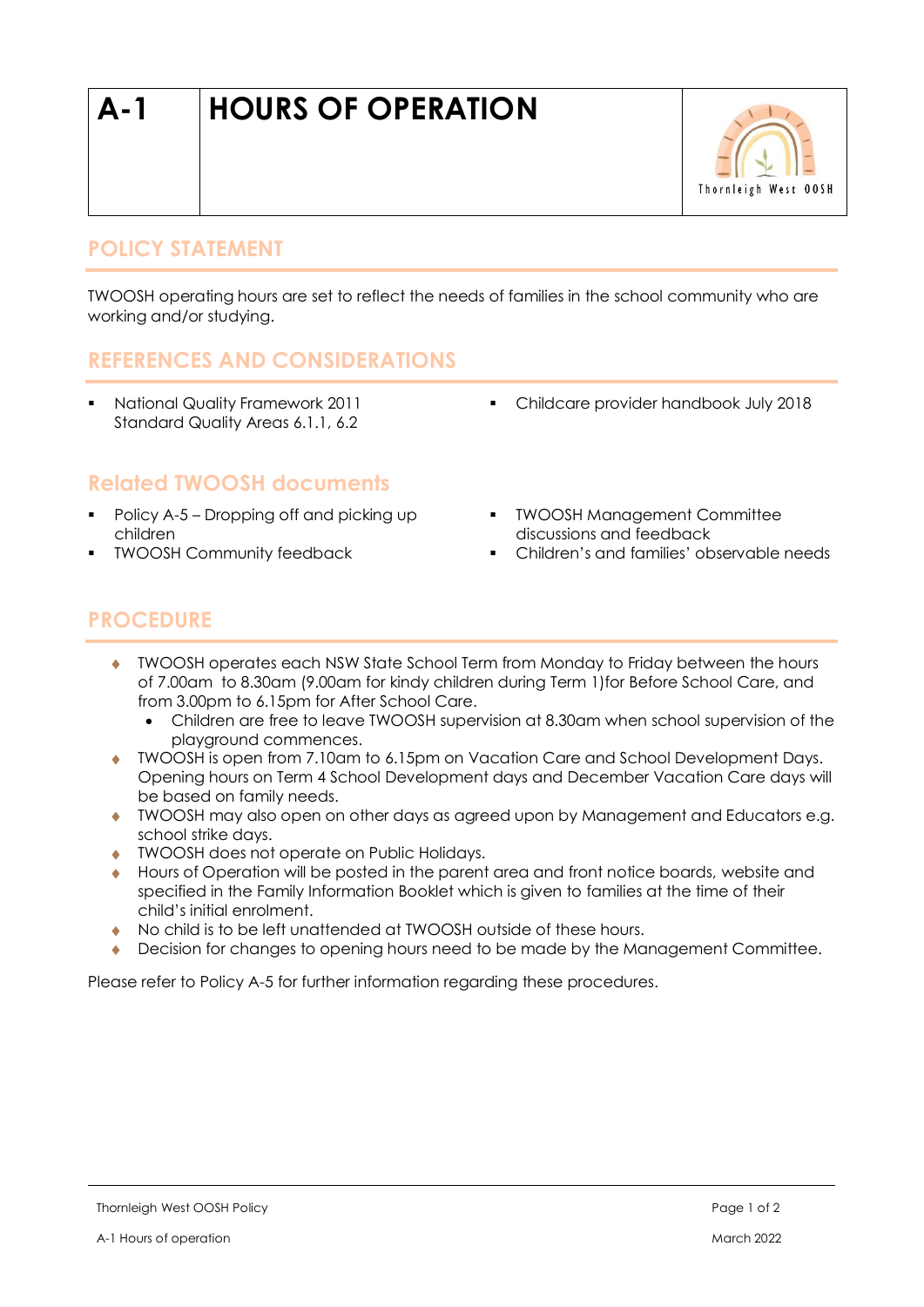# A-1 HOURS OF OPERATION

Thornleigh West OOSH

## POLICY STATEMENT

TWOOSH operating hours are set to reflect the needs of families in the school community who are working and/or studying.

## REFERENCES AND CONSIDERATIONS

- National Quality Framework 2011 Standard Quality Areas 6.1.1, 6.2
- Childcare provider handbook July 2018

### Related TWOOSH documents

- Policy A-5 – Dropping off and picking up children
- TWOOSH Community feedback
- TWOOSH Management Committee discussions and feedback
- Children's and families' observable needs

## PROCEDURE

- TWOOSH operates each NSW State School Term from Monday to Friday between the hours of 7.00am to 8.30am (9.00am for kindy children during Term 1)for Before School Care, and from 3.00pm to 6.15pm for After School Care.
  - Children are free to leave TWOOSH supervision at 8.30am when school supervision of the playground commences.
- TWOOSH is open from 7.10am to 6.15pm on Vacation Care and School Development Days. Opening hours on Term 4 School Development days and December Vacation Care days will be based on family needs.
- TWOOSH may also open on other days as agreed upon by Management and Educators e.g. school strike days.
- TWOOSH does not operate on Public Holidays.
- Hours of Operation will be posted in the parent area and front notice boards, website and specified in the Family Information Booklet which is given to families at the time of their child's initial enrolment.
- No child is to be left unattended at TWOOSH outside of these hours.
- Decision for changes to opening hours need to be made by the Management Committee.

Please refer to Policy A-5 for further information regarding these procedures.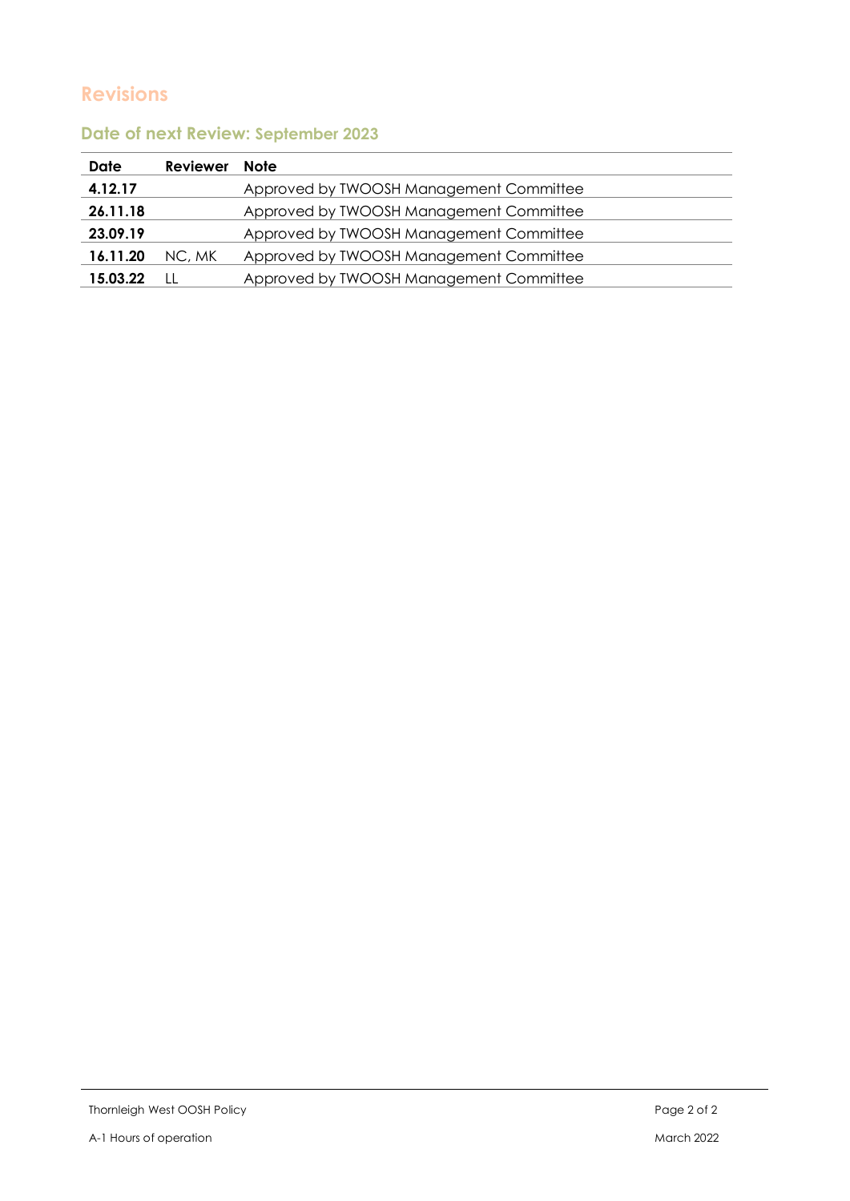## Revisions

### Date of next Review: September 2023

| Date | Reviewer | Note |
|---|---|---|
| **4.12.17** | | Approved by TWOOSH Management Committee |
| **26.11.18** | | Approved by TWOOSH Management Committee |
| **23.09.19** | | Approved by TWOOSH Management Committee |
| **16.11.20** | NC, MK | Approved by TWOOSH Management Committee |
| **15.03.22** | LL | Approved by TWOOSH Management Committee |